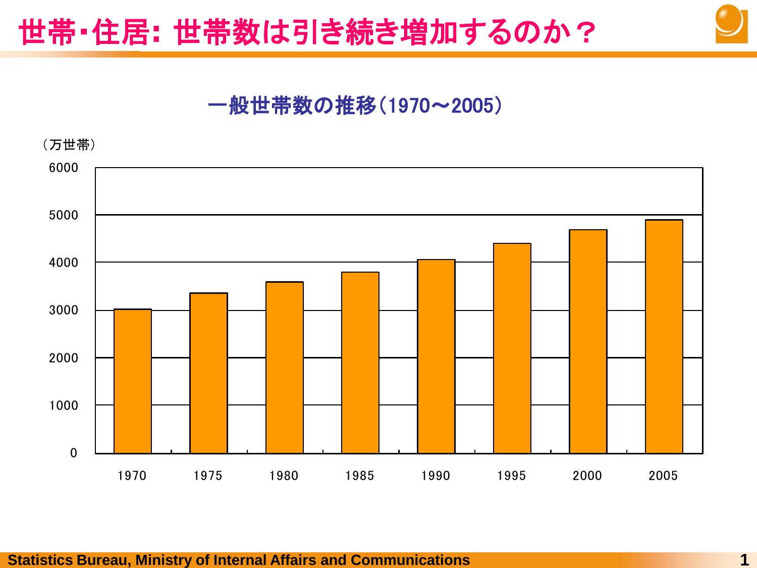# 世帯･住居: 世帯数は引き続き増加するのか？

## 一般世帯数の推移(1970～2005)

（万世帯）

| 年 | 一般世帯数（万世帯） |
| --- | --- |
| 1970 | 約3000 |
| 1975 | 約3360 |
| 1980 | 約3580 |
| 1985 | 約3800 |
| 1990 | 約4070 |
| 1995 | 約4390 |
| 2000 | 約4680 |
| 2005 | 約4900 |

Statistics Bureau, Ministry of Internal Affairs and Communications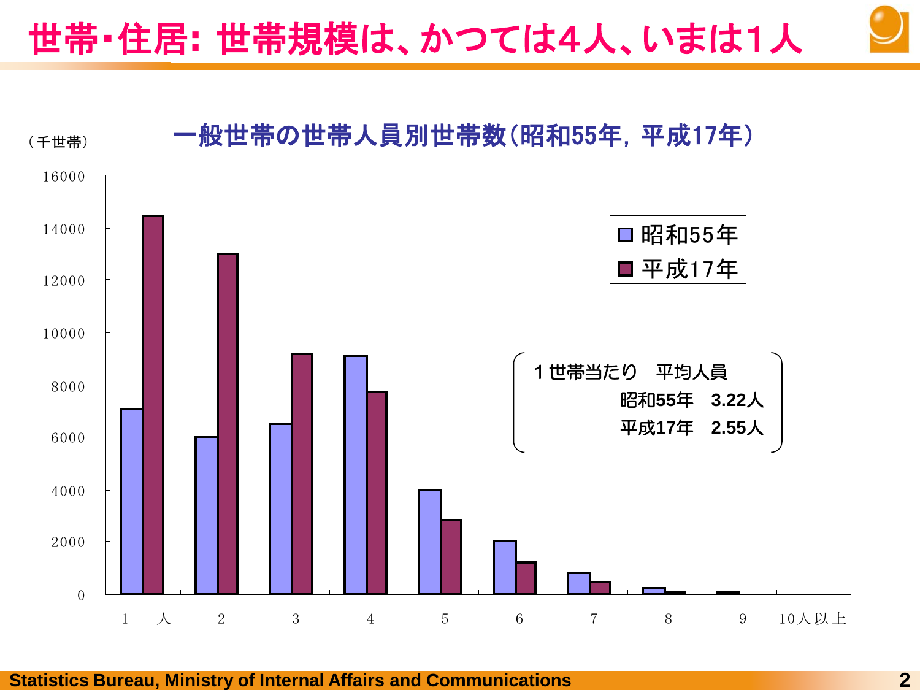# 世帯・住居: 世帯規模は、かつては4人、いまは1人

## 一般世帯の世帯人員別世帯数（昭和55年，平成17年）

（千世帯）

| 世帯人員 | 昭和55年 | 平成17年 |
|---|---|---|
| 1人 | 約7100 | 約14500 |
| 2 | 約6000 | 約13000 |
| 3 | 約6500 | 約9200 |
| 4 | 約9100 | 約7700 |
| 5 | 約4000 | 約2800 |
| 6 | 約2000 | 約1200 |
| 7 | 約800 | 約450 |
| 8 | 約200 | 約80 |
| 9 | 約0 | 約70 |
| 10人以上 | 約0 | 約0 |

１世帯当たり　平均人員

- 昭和55年　3.22人
- 平成17年　2.55人

Statistics Bureau, Ministry of Internal Affairs and Communications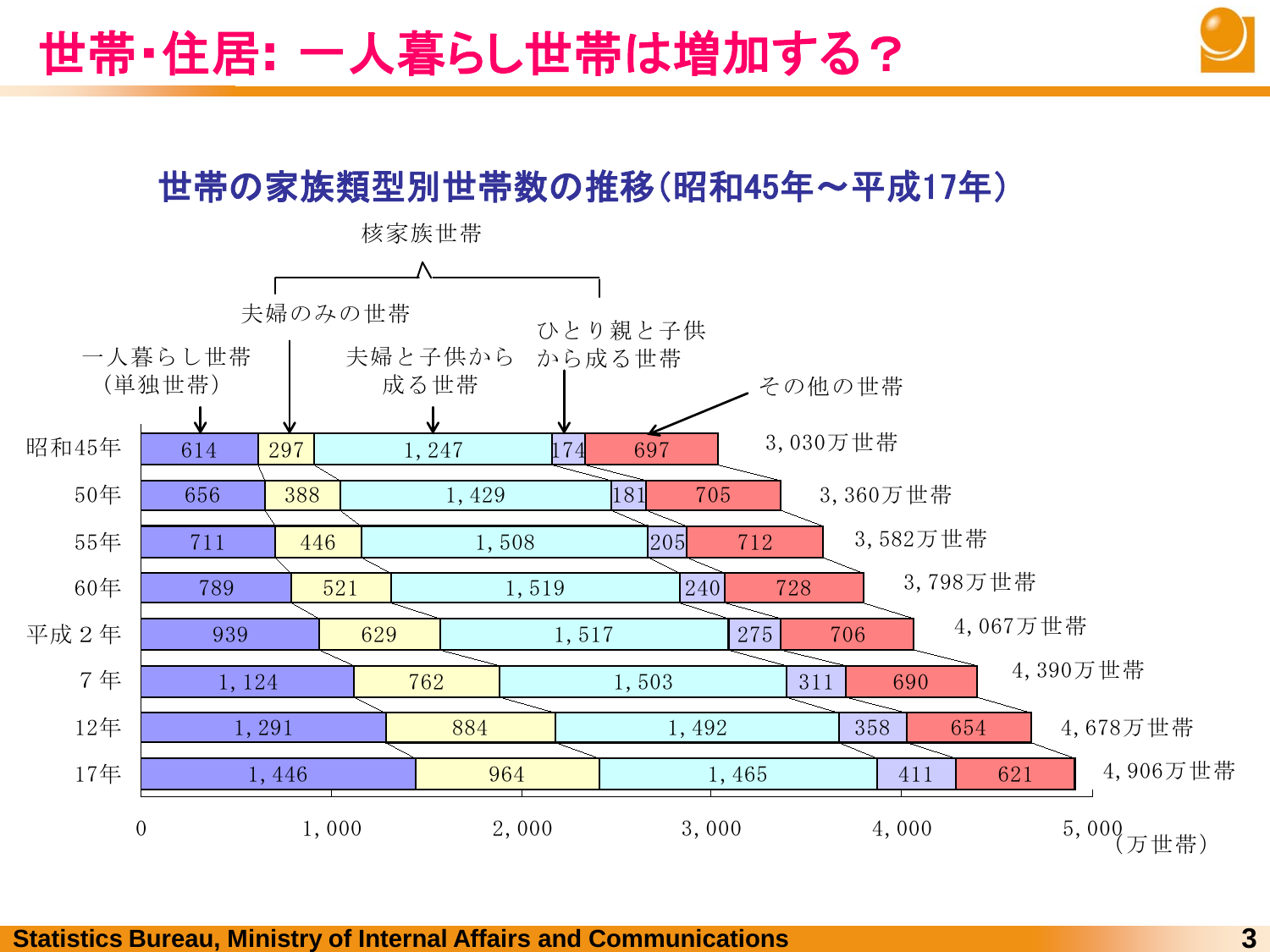# 世帯・住居: 一人暮らし世帯は増加する？

## 世帯の家族類型別世帯数の推移（昭和45年～平成17年）

（万世帯）

| 年 | 一人暮らし世帯（単独世帯） | 核家族世帯：夫婦のみの世帯 | 核家族世帯：夫婦と子供から成る世帯 | 核家族世帯：ひとり親と子供から成る世帯 | その他の世帯 | 合計 |
|---|---|---|---|---|---|---|
| 昭和45年 | 614 | 297 | 1,247 | 174 | 697 | 3,030万世帯 |
| 50年 | 656 | 388 | 1,429 | 181 | 705 | 3,360万世帯 |
| 55年 | 711 | 446 | 1,508 | 205 | 712 | 3,582万世帯 |
| 60年 | 789 | 521 | 1,519 | 240 | 728 | 3,798万世帯 |
| 平成２年 | 939 | 629 | 1,517 | 275 | 706 | 4,067万世帯 |
| 7年 | 1,124 | 762 | 1,503 | 311 | 690 | 4,390万世帯 |
| 12年 | 1,291 | 884 | 1,492 | 358 | 654 | 4,678万世帯 |
| 17年 | 1,446 | 964 | 1,465 | 411 | 621 | 4,906万世帯 |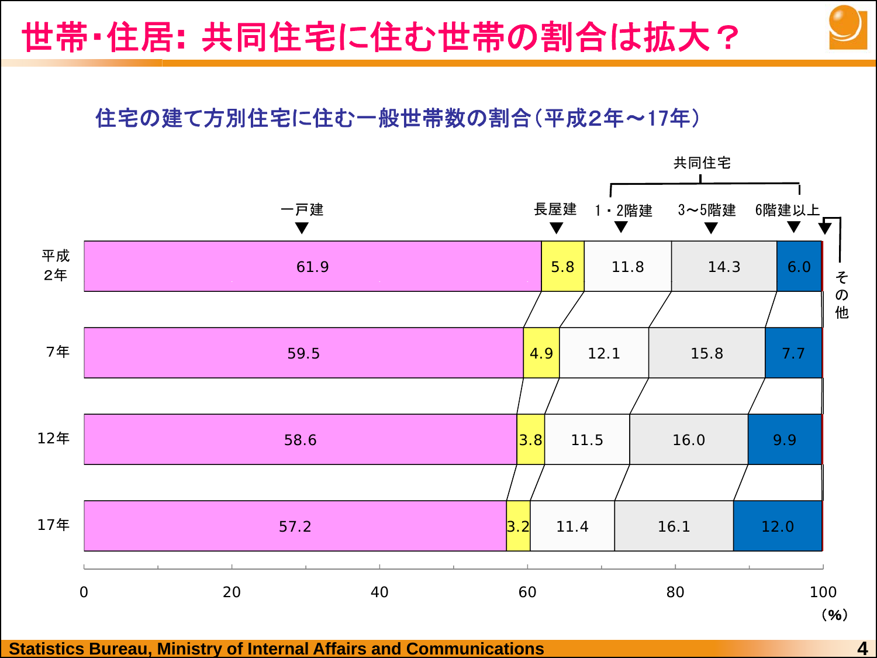# 世帯･住居: 共同住宅に住む世帯の割合は拡大？

住宅の建て方別住宅に住む一般世帯数の割合（平成2年～17年）

共同住宅

一戸建
長屋建
1・2階建
3～5階建
6階建以上
その他

平成2年
61.9
5.8
11.8
14.3
6.0

7年
59.5
4.9
12.1
15.8
7.7

12年
58.6
3.8
11.5
16.0
9.9

17年
57.2
3.2
11.4
16.1
12.0

0
20
40
60
80
100
（%）

Statistics Bureau, Ministry of Internal Affairs and Communications